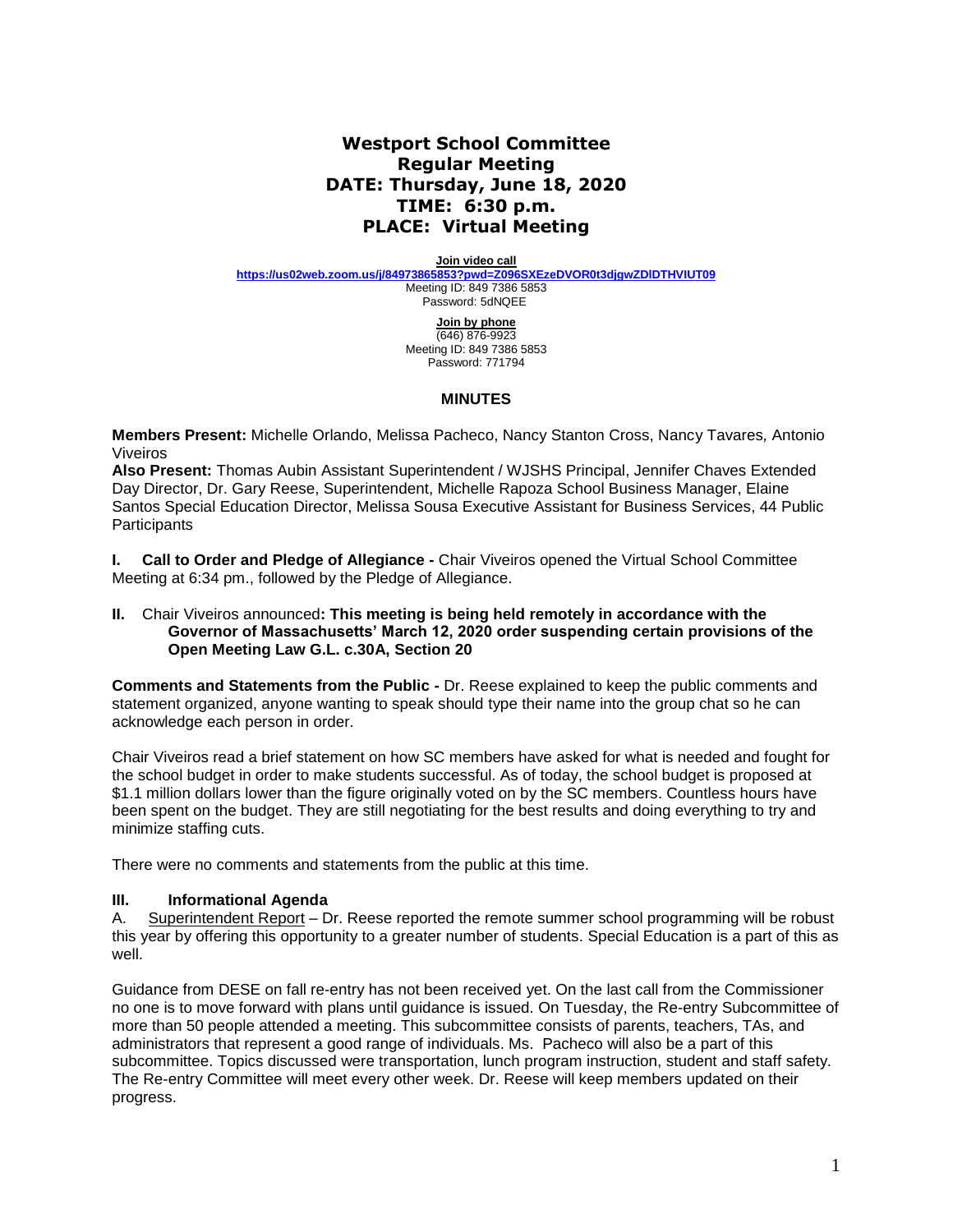# Westport School Committee
## Regular Meeting
## DATE: Thursday, June 18, 2020
## TIME: 6:30 p.m.
## PLACE: Virtual Meeting

**Join video call**
https://us02web.zoom.us/j/84973865853?pwd=Z096SXEzeDVOR0t3djgwZDlDTHVIUT09
Meeting ID: 849 7386 5853
Password: 5dNQEE

**Join by phone**
(646) 876-9923
Meeting ID: 849 7386 5853
Password: 771794

### MINUTES

**Members Present:** Michelle Orlando, Melissa Pacheco, Nancy Stanton Cross, Nancy Tavares, Antonio Viveiros
**Also Present:** Thomas Aubin Assistant Superintendent / WJSHS Principal, Jennifer Chaves Extended Day Director, Dr. Gary Reese, Superintendent, Michelle Rapoza School Business Manager, Elaine Santos Special Education Director, Melissa Sousa Executive Assistant for Business Services, 44 Public Participants

**I. Call to Order and Pledge of Allegiance -** Chair Viveiros opened the Virtual School Committee Meeting at 6:34 pm., followed by the Pledge of Allegiance.

**II.** Chair Viveiros announced**: This meeting is being held remotely in accordance with the Governor of Massachusetts' March 12, 2020 order suspending certain provisions of the Open Meeting Law G.L. c.30A, Section 20**

**Comments and Statements from the Public -** Dr. Reese explained to keep the public comments and statement organized, anyone wanting to speak should type their name into the group chat so he can acknowledge each person in order.

Chair Viveiros read a brief statement on how SC members have asked for what is needed and fought for the school budget in order to make students successful. As of today, the school budget is proposed at $1.1 million dollars lower than the figure originally voted on by the SC members. Countless hours have been spent on the budget. They are still negotiating for the best results and doing everything to try and minimize staffing cuts.

There were no comments and statements from the public at this time.

### III. Informational Agenda

A. Superintendent Report – Dr. Reese reported the remote summer school programming will be robust this year by offering this opportunity to a greater number of students. Special Education is a part of this as well.

Guidance from DESE on fall re-entry has not been received yet. On the last call from the Commissioner no one is to move forward with plans until guidance is issued. On Tuesday, the Re-entry Subcommittee of more than 50 people attended a meeting. This subcommittee consists of parents, teachers, TAs, and administrators that represent a good range of individuals. Ms. Pacheco will also be a part of this subcommittee. Topics discussed were transportation, lunch program instruction, student and staff safety. The Re-entry Committee will meet every other week. Dr. Reese will keep members updated on their progress.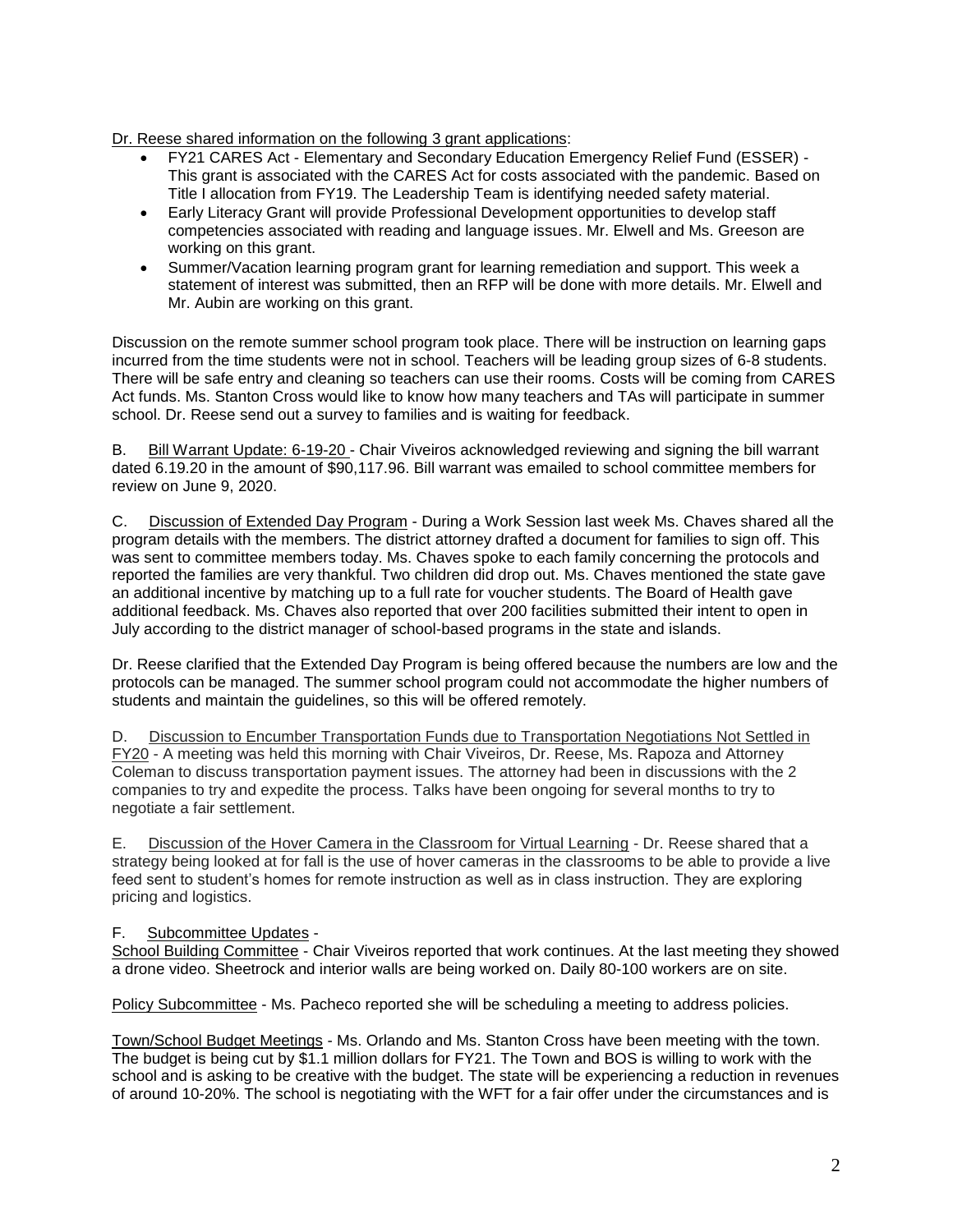Dr. Reese shared information on the following 3 grant applications:

- FY21 CARES Act - Elementary and Secondary Education Emergency Relief Fund (ESSER) - This grant is associated with the CARES Act for costs associated with the pandemic. Based on Title I allocation from FY19. The Leadership Team is identifying needed safety material.
- Early Literacy Grant will provide Professional Development opportunities to develop staff competencies associated with reading and language issues. Mr. Elwell and Ms. Greeson are working on this grant.
- Summer/Vacation learning program grant for learning remediation and support. This week a statement of interest was submitted, then an RFP will be done with more details. Mr. Elwell and Mr. Aubin are working on this grant.

Discussion on the remote summer school program took place. There will be instruction on learning gaps incurred from the time students were not in school. Teachers will be leading group sizes of 6-8 students. There will be safe entry and cleaning so teachers can use their rooms. Costs will be coming from CARES Act funds. Ms. Stanton Cross would like to know how many teachers and TAs will participate in summer school. Dr. Reese send out a survey to families and is waiting for feedback.

B. Bill Warrant Update: 6-19-20 - Chair Viveiros acknowledged reviewing and signing the bill warrant dated 6.19.20 in the amount of $90,117.96. Bill warrant was emailed to school committee members for review on June 9, 2020.

C. Discussion of Extended Day Program - During a Work Session last week Ms. Chaves shared all the program details with the members. The district attorney drafted a document for families to sign off. This was sent to committee members today. Ms. Chaves spoke to each family concerning the protocols and reported the families are very thankful. Two children did drop out. Ms. Chaves mentioned the state gave an additional incentive by matching up to a full rate for voucher students. The Board of Health gave additional feedback. Ms. Chaves also reported that over 200 facilities submitted their intent to open in July according to the district manager of school-based programs in the state and islands.

Dr. Reese clarified that the Extended Day Program is being offered because the numbers are low and the protocols can be managed. The summer school program could not accommodate the higher numbers of students and maintain the guidelines, so this will be offered remotely.

D. Discussion to Encumber Transportation Funds due to Transportation Negotiations Not Settled in FY20 - A meeting was held this morning with Chair Viveiros, Dr. Reese, Ms. Rapoza and Attorney Coleman to discuss transportation payment issues. The attorney had been in discussions with the 2 companies to try and expedite the process. Talks have been ongoing for several months to try to negotiate a fair settlement.

E. Discussion of the Hover Camera in the Classroom for Virtual Learning - Dr. Reese shared that a strategy being looked at for fall is the use of hover cameras in the classrooms to be able to provide a live feed sent to student's homes for remote instruction as well as in class instruction. They are exploring pricing and logistics.

F. Subcommittee Updates -

School Building Committee - Chair Viveiros reported that work continues. At the last meeting they showed a drone video. Sheetrock and interior walls are being worked on. Daily 80-100 workers are on site.

Policy Subcommittee - Ms. Pacheco reported she will be scheduling a meeting to address policies.

Town/School Budget Meetings - Ms. Orlando and Ms. Stanton Cross have been meeting with the town. The budget is being cut by $1.1 million dollars for FY21. The Town and BOS is willing to work with the school and is asking to be creative with the budget. The state will be experiencing a reduction in revenues of around 10-20%. The school is negotiating with the WFT for a fair offer under the circumstances and is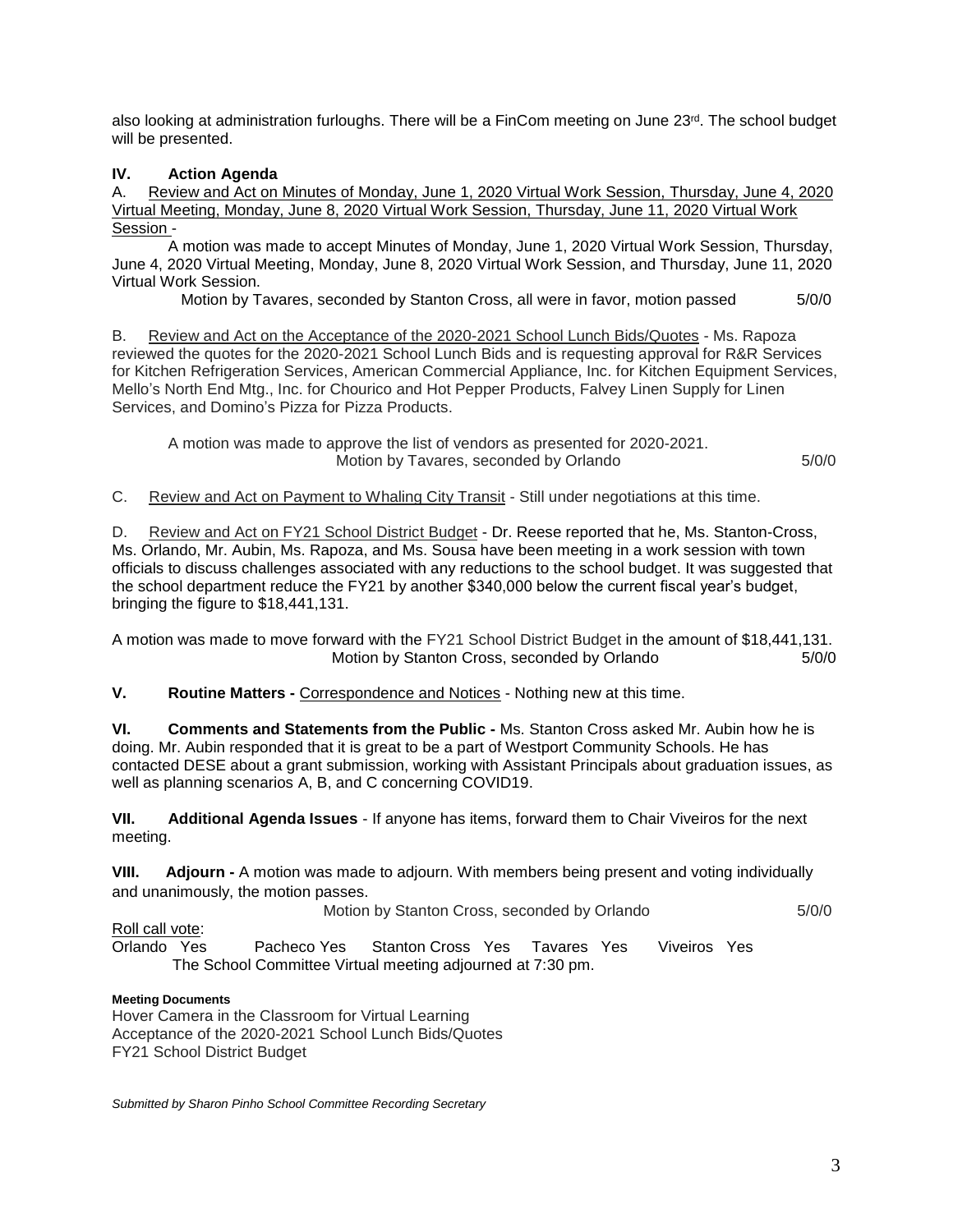also looking at administration furloughs. There will be a FinCom meeting on June 23rd. The school budget will be presented.

## IV. Action Agenda

A. Review and Act on Minutes of Monday, June 1, 2020 Virtual Work Session, Thursday, June 4, 2020 Virtual Meeting, Monday, June 8, 2020 Virtual Work Session, Thursday, June 11, 2020 Virtual Work Session -

A motion was made to accept Minutes of Monday, June 1, 2020 Virtual Work Session, Thursday, June 4, 2020 Virtual Meeting, Monday, June 8, 2020 Virtual Work Session, and Thursday, June 11, 2020 Virtual Work Session.

Motion by Tavares, seconded by Stanton Cross, all were in favor, motion passed 5/0/0

B. Review and Act on the Acceptance of the 2020-2021 School Lunch Bids/Quotes - Ms. Rapoza reviewed the quotes for the 2020-2021 School Lunch Bids and is requesting approval for R&R Services for Kitchen Refrigeration Services, American Commercial Appliance, Inc. for Kitchen Equipment Services, Mello's North End Mtg., Inc. for Chourico and Hot Pepper Products, Falvey Linen Supply for Linen Services, and Domino's Pizza for Pizza Products.

A motion was made to approve the list of vendors as presented for 2020-2021.
Motion by Tavares, seconded by Orlando 5/0/0

C. Review and Act on Payment to Whaling City Transit - Still under negotiations at this time.

D. Review and Act on FY21 School District Budget - Dr. Reese reported that he, Ms. Stanton-Cross, Ms. Orlando, Mr. Aubin, Ms. Rapoza, and Ms. Sousa have been meeting in a work session with town officials to discuss challenges associated with any reductions to the school budget. It was suggested that the school department reduce the FY21 by another $340,000 below the current fiscal year's budget, bringing the figure to $18,441,131.

A motion was made to move forward with the FY21 School District Budget in the amount of $18,441,131.
Motion by Stanton Cross, seconded by Orlando 5/0/0

**V. Routine Matters -** Correspondence and Notices - Nothing new at this time.

**VI. Comments and Statements from the Public -** Ms. Stanton Cross asked Mr. Aubin how he is doing. Mr. Aubin responded that it is great to be a part of Westport Community Schools. He has contacted DESE about a grant submission, working with Assistant Principals about graduation issues, as well as planning scenarios A, B, and C concerning COVID19.

**VII. Additional Agenda Issues** - If anyone has items, forward them to Chair Viveiros for the next meeting.

**VIII. Adjourn -** A motion was made to adjourn. With members being present and voting individually and unanimously, the motion passes.

Motion by Stanton Cross, seconded by Orlando 5/0/0

Roll call vote:
Orlando Yes Pacheco Yes Stanton Cross Yes Tavares Yes Viveiros Yes

The School Committee Virtual meeting adjourned at 7:30 pm.

**Meeting Documents**

Hover Camera in the Classroom for Virtual Learning
Acceptance of the 2020-2021 School Lunch Bids/Quotes
FY21 School District Budget

*Submitted by Sharon Pinho School Committee Recording Secretary*